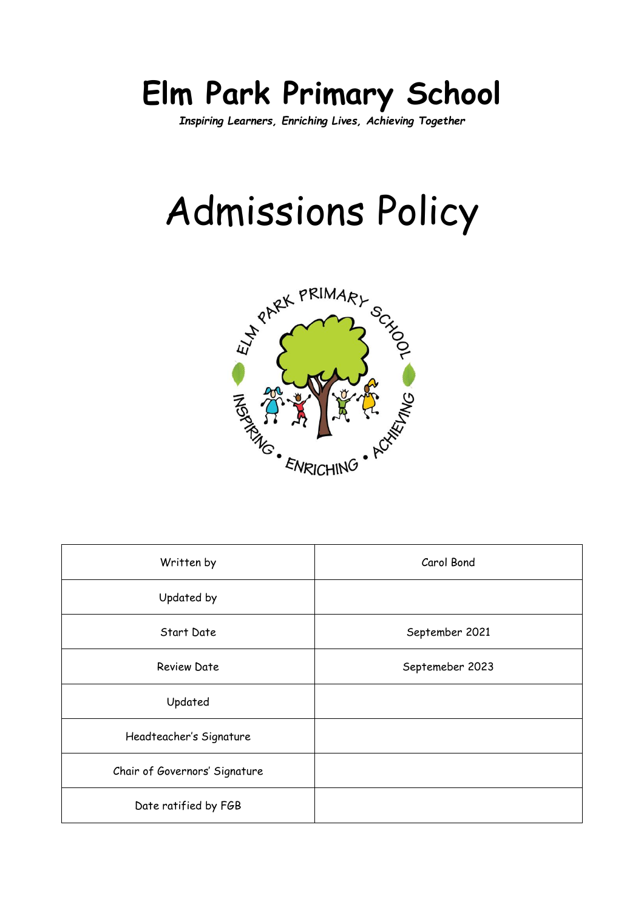# Elm Park Primary School

***Inspiring Learners, Enriching Lives, Achieving Together***

# Admissions Policy

| Written by | Carol Bond |
|---|---|
| Updated by | |
| Start Date | September 2021 |
| Review Date | Septemeber 2023 |
| Updated | |
| Headteacher's Signature | |
| Chair of Governors' Signature | |
| Date ratified by FGB | |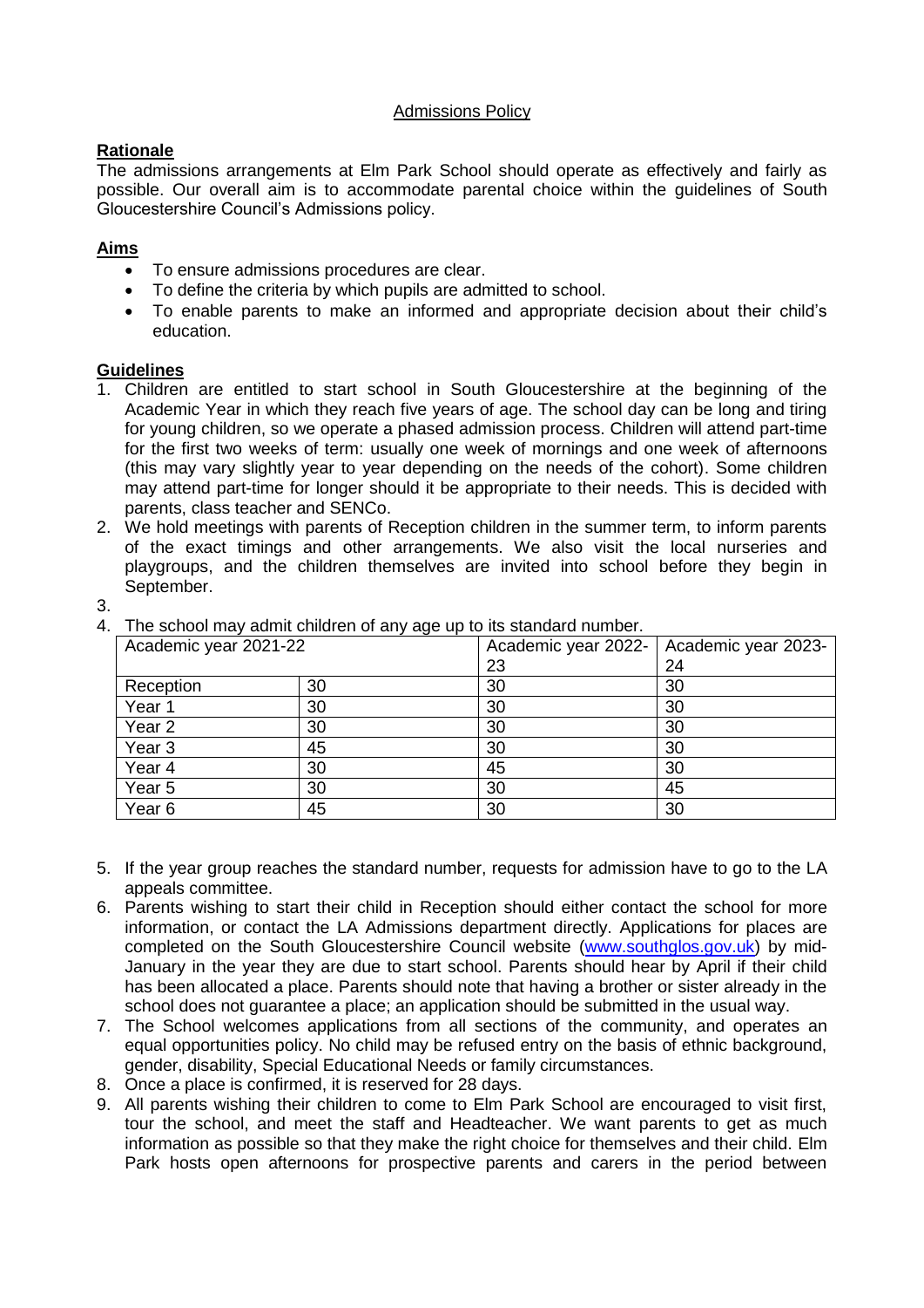Admissions Policy

## Rationale

The admissions arrangements at Elm Park School should operate as effectively and fairly as possible. Our overall aim is to accommodate parental choice within the guidelines of South Gloucestershire Council's Admissions policy.

## Aims

- To ensure admissions procedures are clear.
- To define the criteria by which pupils are admitted to school.
- To enable parents to make an informed and appropriate decision about their child's education.

## Guidelines

1. Children are entitled to start school in South Gloucestershire at the beginning of the Academic Year in which they reach five years of age. The school day can be long and tiring for young children, so we operate a phased admission process. Children will attend part-time for the first two weeks of term: usually one week of mornings and one week of afternoons (this may vary slightly year to year depending on the needs of the cohort). Some children may attend part-time for longer should it be appropriate to their needs. This is decided with parents, class teacher and SENCo.
2. We hold meetings with parents of Reception children in the summer term, to inform parents of the exact timings and other arrangements. We also visit the local nurseries and playgroups, and the children themselves are invited into school before they begin in September.
3. 
4. The school may admit children of any age up to its standard number.

| Academic year 2021-22 | | Academic year 2022-23 | Academic year 2023-24 |
|---|---|---|---|
| Reception | 30 | 30 | 30 |
| Year 1 | 30 | 30 | 30 |
| Year 2 | 30 | 30 | 30 |
| Year 3 | 45 | 30 | 30 |
| Year 4 | 30 | 45 | 30 |
| Year 5 | 30 | 30 | 45 |
| Year 6 | 45 | 30 | 30 |

5. If the year group reaches the standard number, requests for admission have to go to the LA appeals committee.
6. Parents wishing to start their child in Reception should either contact the school for more information, or contact the LA Admissions department directly. Applications for places are completed on the South Gloucestershire Council website ([www.southglos.gov.uk](http://www.southglos.gov.uk)) by mid-January in the year they are due to start school. Parents should hear by April if their child has been allocated a place. Parents should note that having a brother or sister already in the school does not guarantee a place; an application should be submitted in the usual way.
7. The School welcomes applications from all sections of the community, and operates an equal opportunities policy. No child may be refused entry on the basis of ethnic background, gender, disability, Special Educational Needs or family circumstances.
8. Once a place is confirmed, it is reserved for 28 days.
9. All parents wishing their children to come to Elm Park School are encouraged to visit first, tour the school, and meet the staff and Headteacher. We want parents to get as much information as possible so that they make the right choice for themselves and their child. Elm Park hosts open afternoons for prospective parents and carers in the period between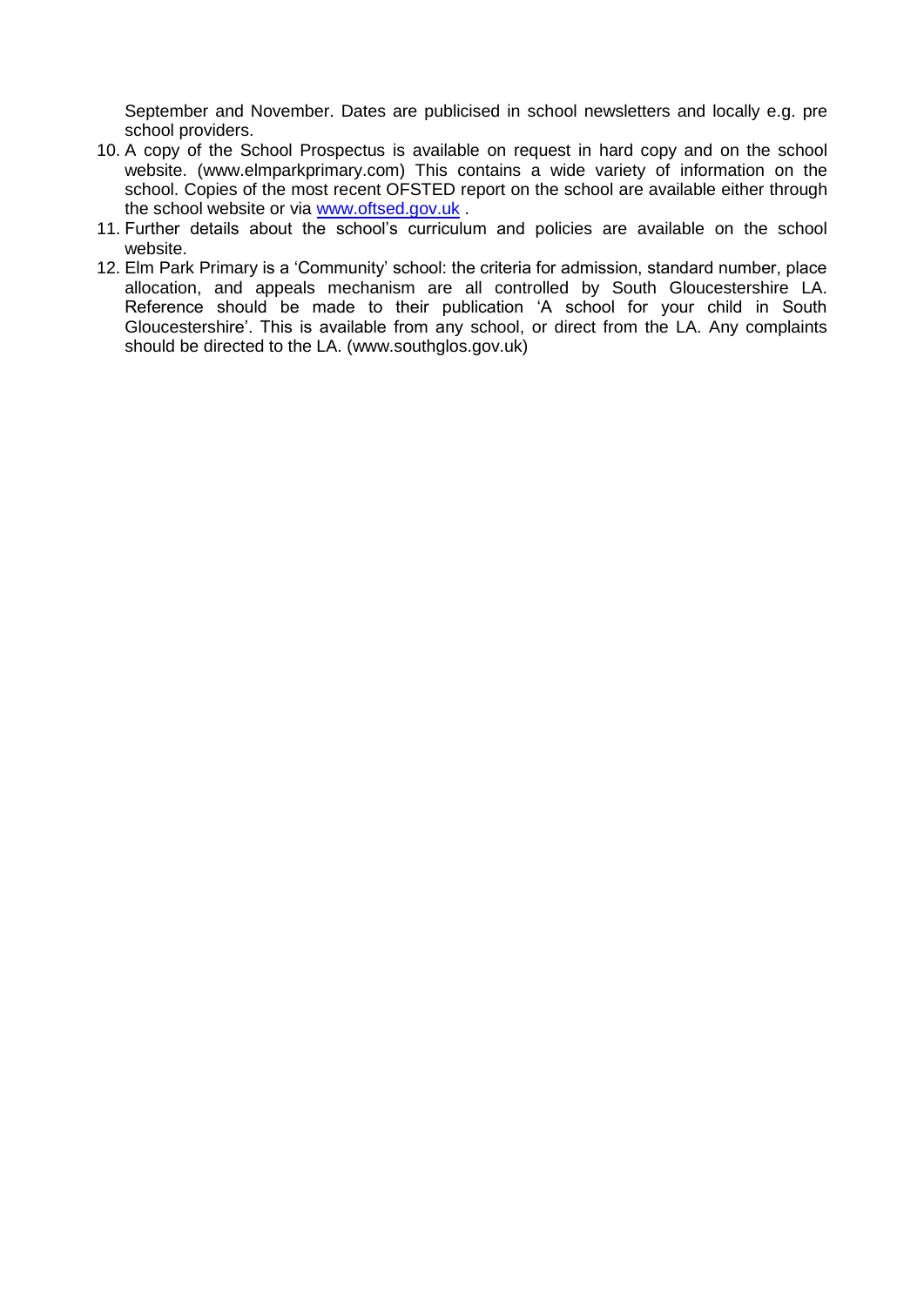September and November. Dates are publicised in school newsletters and locally e.g. pre school providers.

10. A copy of the School Prospectus is available on request in hard copy and on the school website. (www.elmparkprimary.com) This contains a wide variety of information on the school. Copies of the most recent OFSTED report on the school are available either through the school website or via [www.oftsed.gov.uk](www.oftsed.gov.uk) .
11. Further details about the school's curriculum and policies are available on the school website.
12. Elm Park Primary is a 'Community' school: the criteria for admission, standard number, place allocation, and appeals mechanism are all controlled by South Gloucestershire LA. Reference should be made to their publication 'A school for your child in South Gloucestershire'. This is available from any school, or direct from the LA. Any complaints should be directed to the LA. (www.southglos.gov.uk)